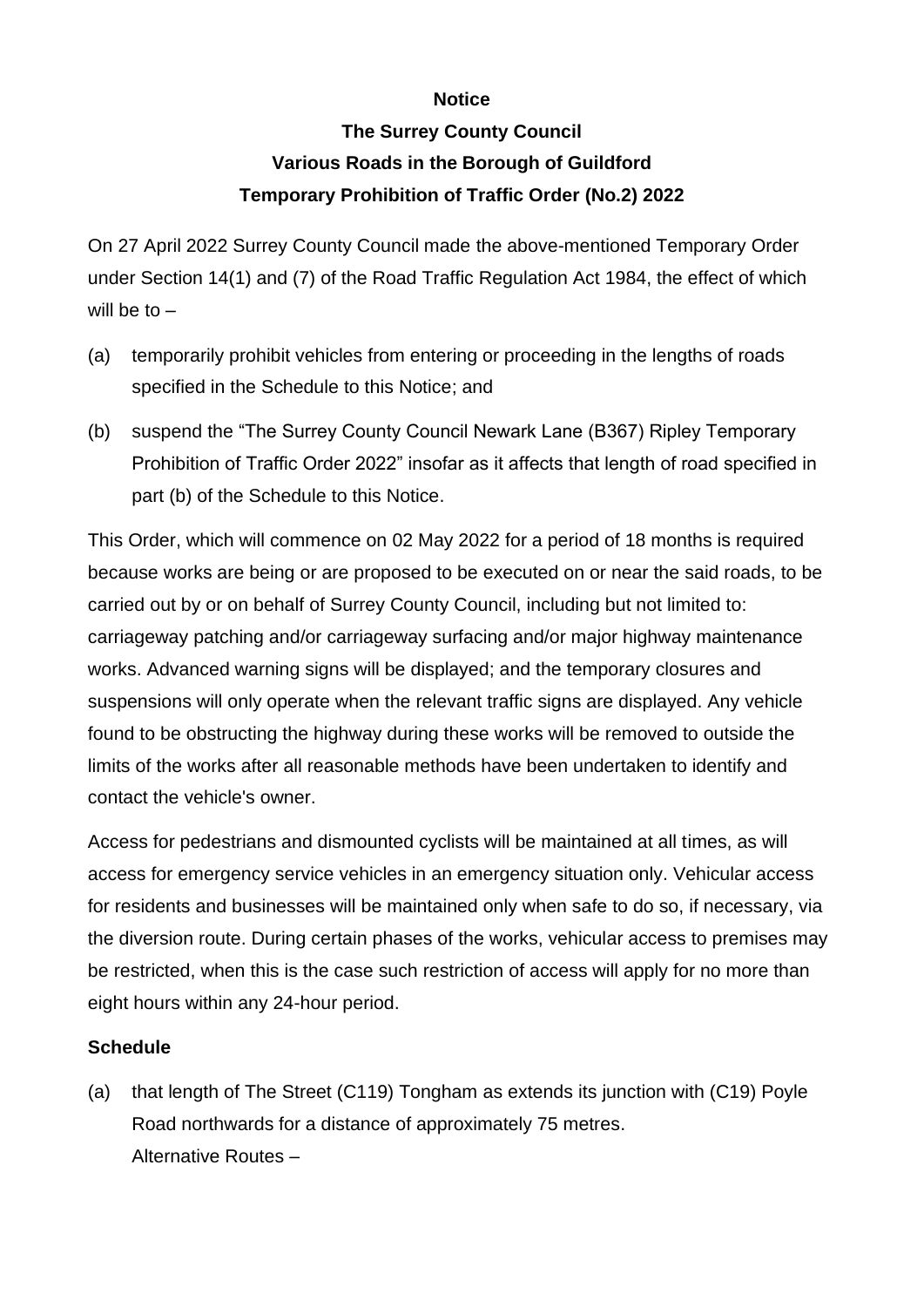**Notice**

**The Surrey County Council**

**Various Roads in the Borough of Guildford**

**Temporary Prohibition of Traffic Order (No.2) 2022**

On 27 April 2022 Surrey County Council made the above-mentioned Temporary Order under Section 14(1) and (7) of the Road Traffic Regulation Act 1984, the effect of which will be to –

(a) temporarily prohibit vehicles from entering or proceeding in the lengths of roads specified in the Schedule to this Notice; and

(b) suspend the "The Surrey County Council Newark Lane (B367) Ripley Temporary Prohibition of Traffic Order 2022" insofar as it affects that length of road specified in part (b) of the Schedule to this Notice.

This Order, which will commence on 02 May 2022 for a period of 18 months is required because works are being or are proposed to be executed on or near the said roads, to be carried out by or on behalf of Surrey County Council, including but not limited to: carriageway patching and/or carriageway surfacing and/or major highway maintenance works. Advanced warning signs will be displayed; and the temporary closures and suspensions will only operate when the relevant traffic signs are displayed. Any vehicle found to be obstructing the highway during these works will be removed to outside the limits of the works after all reasonable methods have been undertaken to identify and contact the vehicle's owner.

Access for pedestrians and dismounted cyclists will be maintained at all times, as will access for emergency service vehicles in an emergency situation only. Vehicular access for residents and businesses will be maintained only when safe to do so, if necessary, via the diversion route. During certain phases of the works, vehicular access to premises may be restricted, when this is the case such restriction of access will apply for no more than eight hours within any 24-hour period.

**Schedule**

(a) that length of The Street (C119) Tongham as extends its junction with (C19) Poyle Road northwards for a distance of approximately 75 metres.
Alternative Routes –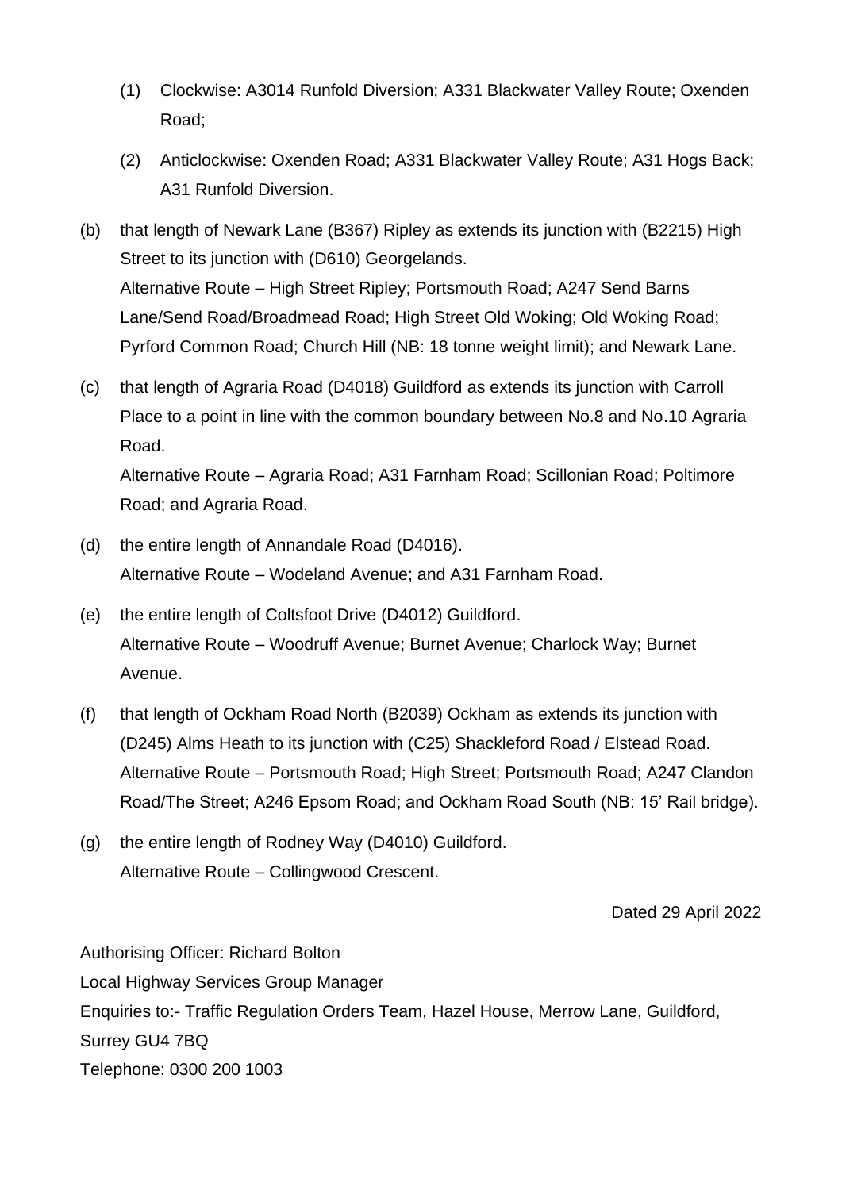(1) Clockwise: A3014 Runfold Diversion; A331 Blackwater Valley Route; Oxenden Road;

(2) Anticlockwise: Oxenden Road; A331 Blackwater Valley Route; A31 Hogs Back; A31 Runfold Diversion.

(b) that length of Newark Lane (B367) Ripley as extends its junction with (B2215) High Street to its junction with (D610) Georgelands.
Alternative Route – High Street Ripley; Portsmouth Road; A247 Send Barns Lane/Send Road/Broadmead Road; High Street Old Woking; Old Woking Road; Pyrford Common Road; Church Hill (NB: 18 tonne weight limit); and Newark Lane.

(c) that length of Agraria Road (D4018) Guildford as extends its junction with Carroll Place to a point in line with the common boundary between No.8 and No.10 Agraria Road.
Alternative Route – Agraria Road; A31 Farnham Road; Scillonian Road; Poltimore Road; and Agraria Road.

(d) the entire length of Annandale Road (D4016).
Alternative Route – Wodeland Avenue; and A31 Farnham Road.

(e) the entire length of Coltsfoot Drive (D4012) Guildford.
Alternative Route – Woodruff Avenue; Burnet Avenue; Charlock Way; Burnet Avenue.

(f) that length of Ockham Road North (B2039) Ockham as extends its junction with (D245) Alms Heath to its junction with (C25) Shackleford Road / Elstead Road.
Alternative Route – Portsmouth Road; High Street; Portsmouth Road; A247 Clandon Road/The Street; A246 Epsom Road; and Ockham Road South (NB: 15' Rail bridge).

(g) the entire length of Rodney Way (D4010) Guildford.
Alternative Route – Collingwood Crescent.

Dated 29 April 2022

Authorising Officer: Richard Bolton
Local Highway Services Group Manager
Enquiries to:- Traffic Regulation Orders Team, Hazel House, Merrow Lane, Guildford, Surrey GU4 7BQ
Telephone: 0300 200 1003